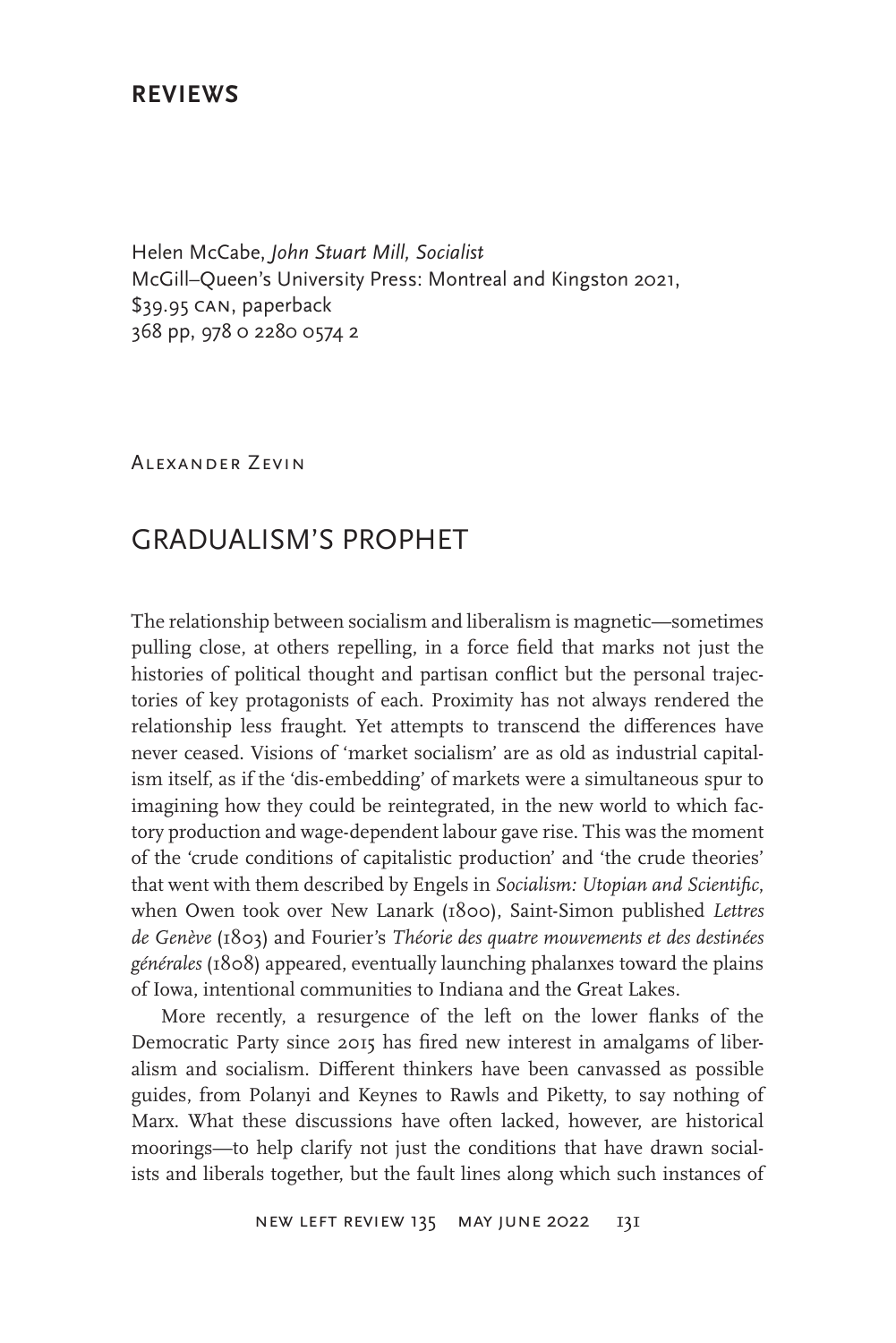## REVIEWS

Helen McCabe, *John Stuart Mill, Socialist*
McGill–Queen's University Press: Montreal and Kingston 2021,
$39.95 CAN, paperback
368 pp, 978 0 2280 0574 2

Alexander Zevin

# GRADUALISM'S PROPHET

The relationship between socialism and liberalism is magnetic—sometimes pulling close, at others repelling, in a force field that marks not just the histories of political thought and partisan conflict but the personal trajectories of key protagonists of each. Proximity has not always rendered the relationship less fraught. Yet attempts to transcend the differences have never ceased. Visions of 'market socialism' are as old as industrial capitalism itself, as if the 'dis-embedding' of markets were a simultaneous spur to imagining how they could be reintegrated, in the new world to which factory production and wage-dependent labour gave rise. This was the moment of the 'crude conditions of capitalistic production' and 'the crude theories' that went with them described by Engels in *Socialism: Utopian and Scientific*, when Owen took over New Lanark (1800), Saint-Simon published *Lettres de Genève* (1803) and Fourier's *Théorie des quatre mouvements et des destinées générales* (1808) appeared, eventually launching phalanxes toward the plains of Iowa, intentional communities to Indiana and the Great Lakes.

More recently, a resurgence of the left on the lower flanks of the Democratic Party since 2015 has fired new interest in amalgams of liberalism and socialism. Different thinkers have been canvassed as possible guides, from Polanyi and Keynes to Rawls and Piketty, to say nothing of Marx. What these discussions have often lacked, however, are historical moorings—to help clarify not just the conditions that have drawn socialists and liberals together, but the fault lines along which such instances of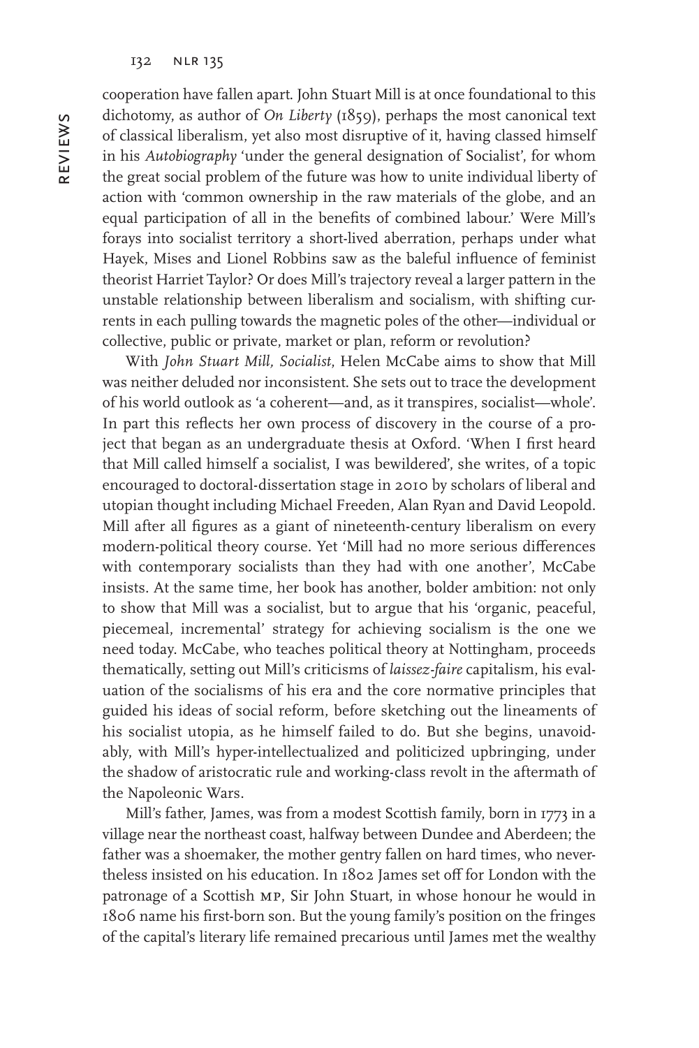cooperation have fallen apart. John Stuart Mill is at once foundational to this dichotomy, as author of *On Liberty* (1859), perhaps the most canonical text of classical liberalism, yet also most disruptive of it, having classed himself in his *Autobiography* 'under the general designation of Socialist', for whom the great social problem of the future was how to unite individual liberty of action with 'common ownership in the raw materials of the globe, and an equal participation of all in the benefits of combined labour.' Were Mill's forays into socialist territory a short-lived aberration, perhaps under what Hayek, Mises and Lionel Robbins saw as the baleful influence of feminist theorist Harriet Taylor? Or does Mill's trajectory reveal a larger pattern in the unstable relationship between liberalism and socialism, with shifting currents in each pulling towards the magnetic poles of the other—individual or collective, public or private, market or plan, reform or revolution?

With *John Stuart Mill, Socialist*, Helen McCabe aims to show that Mill was neither deluded nor inconsistent. She sets out to trace the development of his world outlook as 'a coherent—and, as it transpires, socialist—whole'. In part this reflects her own process of discovery in the course of a project that began as an undergraduate thesis at Oxford. 'When I first heard that Mill called himself a socialist, I was bewildered', she writes, of a topic encouraged to doctoral-dissertation stage in 2010 by scholars of liberal and utopian thought including Michael Freeden, Alan Ryan and David Leopold. Mill after all figures as a giant of nineteenth-century liberalism on every modern-political theory course. Yet 'Mill had no more serious differences with contemporary socialists than they had with one another', McCabe insists. At the same time, her book has another, bolder ambition: not only to show that Mill was a socialist, but to argue that his 'organic, peaceful, piecemeal, incremental' strategy for achieving socialism is the one we need today. McCabe, who teaches political theory at Nottingham, proceeds thematically, setting out Mill's criticisms of *laissez-faire* capitalism, his evaluation of the socialisms of his era and the core normative principles that guided his ideas of social reform, before sketching out the lineaments of his socialist utopia, as he himself failed to do. But she begins, unavoidably, with Mill's hyper-intellectualized and politicized upbringing, under the shadow of aristocratic rule and working-class revolt in the aftermath of the Napoleonic Wars.

Mill's father, James, was from a modest Scottish family, born in 1773 in a village near the northeast coast, halfway between Dundee and Aberdeen; the father was a shoemaker, the mother gentry fallen on hard times, who nevertheless insisted on his education. In 1802 James set off for London with the patronage of a Scottish MP, Sir John Stuart, in whose honour he would in 1806 name his first-born son. But the young family's position on the fringes of the capital's literary life remained precarious until James met the wealthy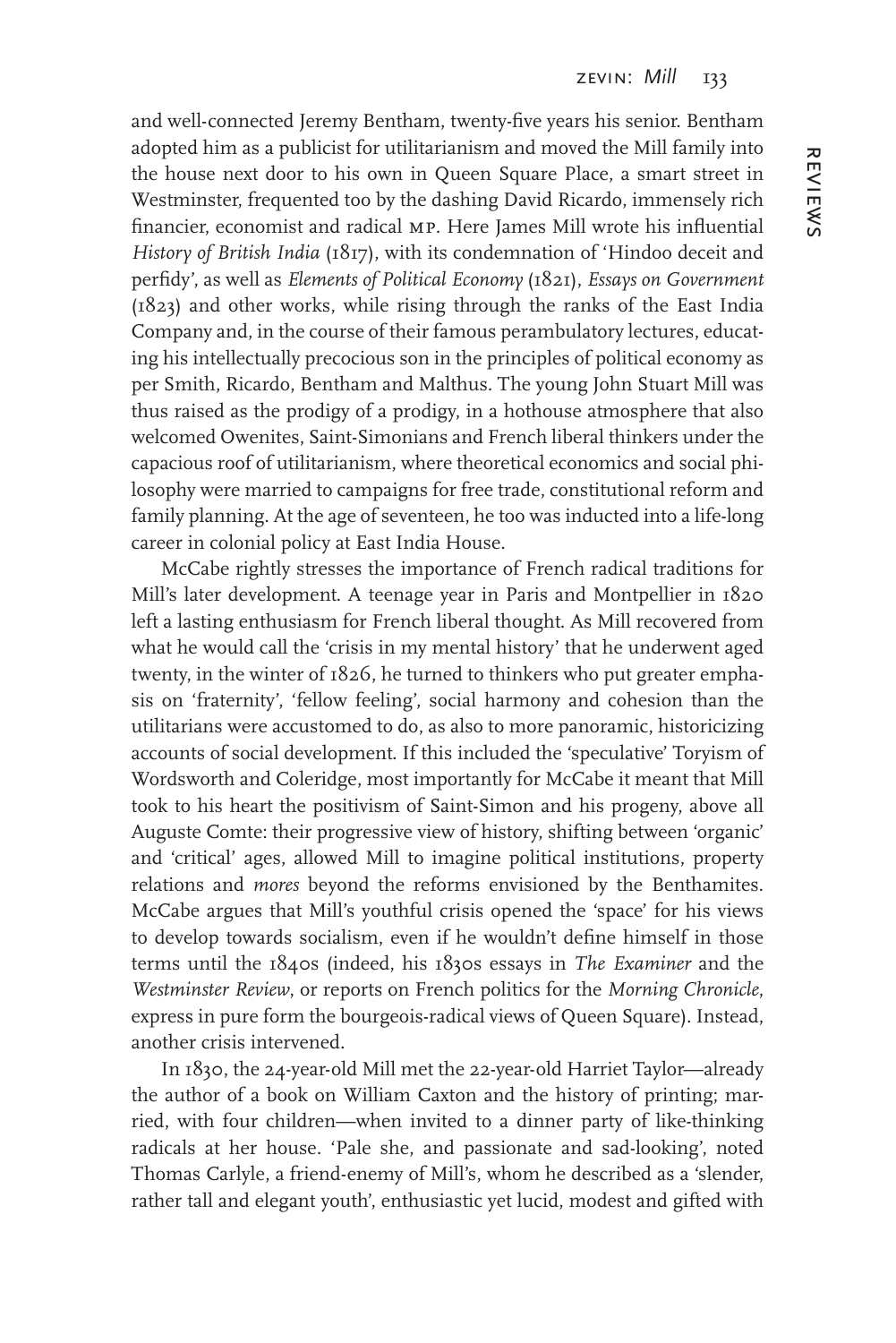and well-connected Jeremy Bentham, twenty-five years his senior. Bentham adopted him as a publicist for utilitarianism and moved the Mill family into the house next door to his own in Queen Square Place, a smart street in Westminster, frequented too by the dashing David Ricardo, immensely rich financier, economist and radical MP. Here James Mill wrote his influential *History of British India* (1817), with its condemnation of 'Hindoo deceit and perfidy', as well as *Elements of Political Economy* (1821), *Essays on Government* (1823) and other works, while rising through the ranks of the East India Company and, in the course of their famous perambulatory lectures, educating his intellectually precocious son in the principles of political economy as per Smith, Ricardo, Bentham and Malthus. The young John Stuart Mill was thus raised as the prodigy of a prodigy, in a hothouse atmosphere that also welcomed Owenites, Saint-Simonians and French liberal thinkers under the capacious roof of utilitarianism, where theoretical economics and social philosophy were married to campaigns for free trade, constitutional reform and family planning. At the age of seventeen, he too was inducted into a life-long career in colonial policy at East India House.

McCabe rightly stresses the importance of French radical traditions for Mill's later development. A teenage year in Paris and Montpellier in 1820 left a lasting enthusiasm for French liberal thought. As Mill recovered from what he would call the 'crisis in my mental history' that he underwent aged twenty, in the winter of 1826, he turned to thinkers who put greater emphasis on 'fraternity', 'fellow feeling', social harmony and cohesion than the utilitarians were accustomed to do, as also to more panoramic, historicizing accounts of social development. If this included the 'speculative' Toryism of Wordsworth and Coleridge, most importantly for McCabe it meant that Mill took to his heart the positivism of Saint-Simon and his progeny, above all Auguste Comte: their progressive view of history, shifting between 'organic' and 'critical' ages, allowed Mill to imagine political institutions, property relations and *mores* beyond the reforms envisioned by the Benthamites. McCabe argues that Mill's youthful crisis opened the 'space' for his views to develop towards socialism, even if he wouldn't define himself in those terms until the 1840s (indeed, his 1830s essays in *The Examiner* and the *Westminster Review*, or reports on French politics for the *Morning Chronicle*, express in pure form the bourgeois-radical views of Queen Square). Instead, another crisis intervened.

In 1830, the 24-year-old Mill met the 22-year-old Harriet Taylor—already the author of a book on William Caxton and the history of printing; married, with four children—when invited to a dinner party of like-thinking radicals at her house. 'Pale she, and passionate and sad-looking', noted Thomas Carlyle, a friend-enemy of Mill's, whom he described as a 'slender, rather tall and elegant youth', enthusiastic yet lucid, modest and gifted with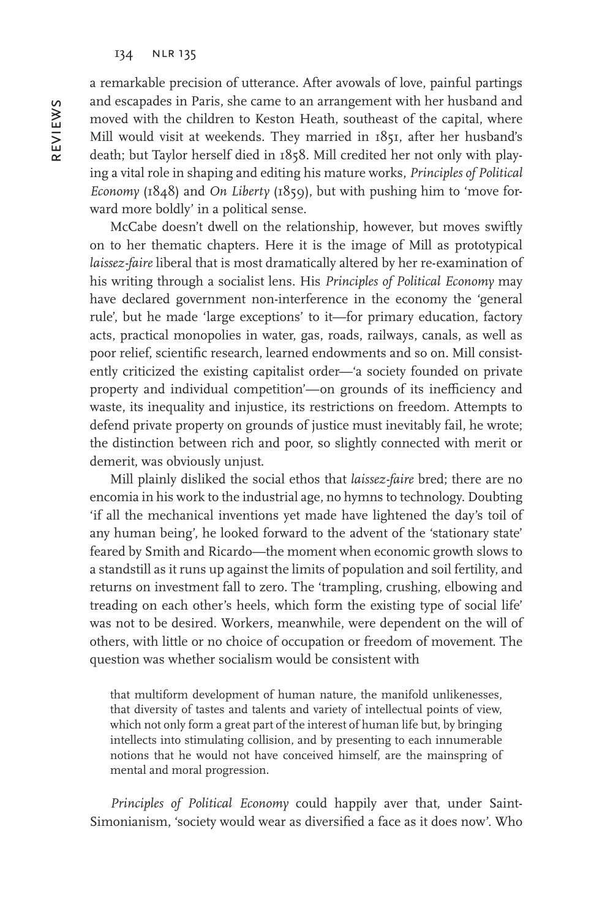a remarkable precision of utterance. After avowals of love, painful partings and escapades in Paris, she came to an arrangement with her husband and moved with the children to Keston Heath, southeast of the capital, where Mill would visit at weekends. They married in 1851, after her husband's death; but Taylor herself died in 1858. Mill credited her not only with playing a vital role in shaping and editing his mature works, *Principles of Political Economy* (1848) and *On Liberty* (1859), but with pushing him to 'move forward more boldly' in a political sense.

McCabe doesn't dwell on the relationship, however, but moves swiftly on to her thematic chapters. Here it is the image of Mill as prototypical *laissez-faire* liberal that is most dramatically altered by her re-examination of his writing through a socialist lens. His *Principles of Political Economy* may have declared government non-interference in the economy the 'general rule', but he made 'large exceptions' to it—for primary education, factory acts, practical monopolies in water, gas, roads, railways, canals, as well as poor relief, scientific research, learned endowments and so on. Mill consistently criticized the existing capitalist order—'a society founded on private property and individual competition'—on grounds of its inefficiency and waste, its inequality and injustice, its restrictions on freedom. Attempts to defend private property on grounds of justice must inevitably fail, he wrote; the distinction between rich and poor, so slightly connected with merit or demerit, was obviously unjust.

Mill plainly disliked the social ethos that *laissez-faire* bred; there are no encomia in his work to the industrial age, no hymns to technology. Doubting 'if all the mechanical inventions yet made have lightened the day's toil of any human being', he looked forward to the advent of the 'stationary state' feared by Smith and Ricardo—the moment when economic growth slows to a standstill as it runs up against the limits of population and soil fertility, and returns on investment fall to zero. The 'trampling, crushing, elbowing and treading on each other's heels, which form the existing type of social life' was not to be desired. Workers, meanwhile, were dependent on the will of others, with little or no choice of occupation or freedom of movement. The question was whether socialism would be consistent with

> that multiform development of human nature, the manifold unlikenesses, that diversity of tastes and talents and variety of intellectual points of view, which not only form a great part of the interest of human life but, by bringing intellects into stimulating collision, and by presenting to each innumerable notions that he would not have conceived himself, are the mainspring of mental and moral progression.

*Principles of Political Economy* could happily aver that, under Saint-Simonianism, 'society would wear as diversified a face as it does now'. Who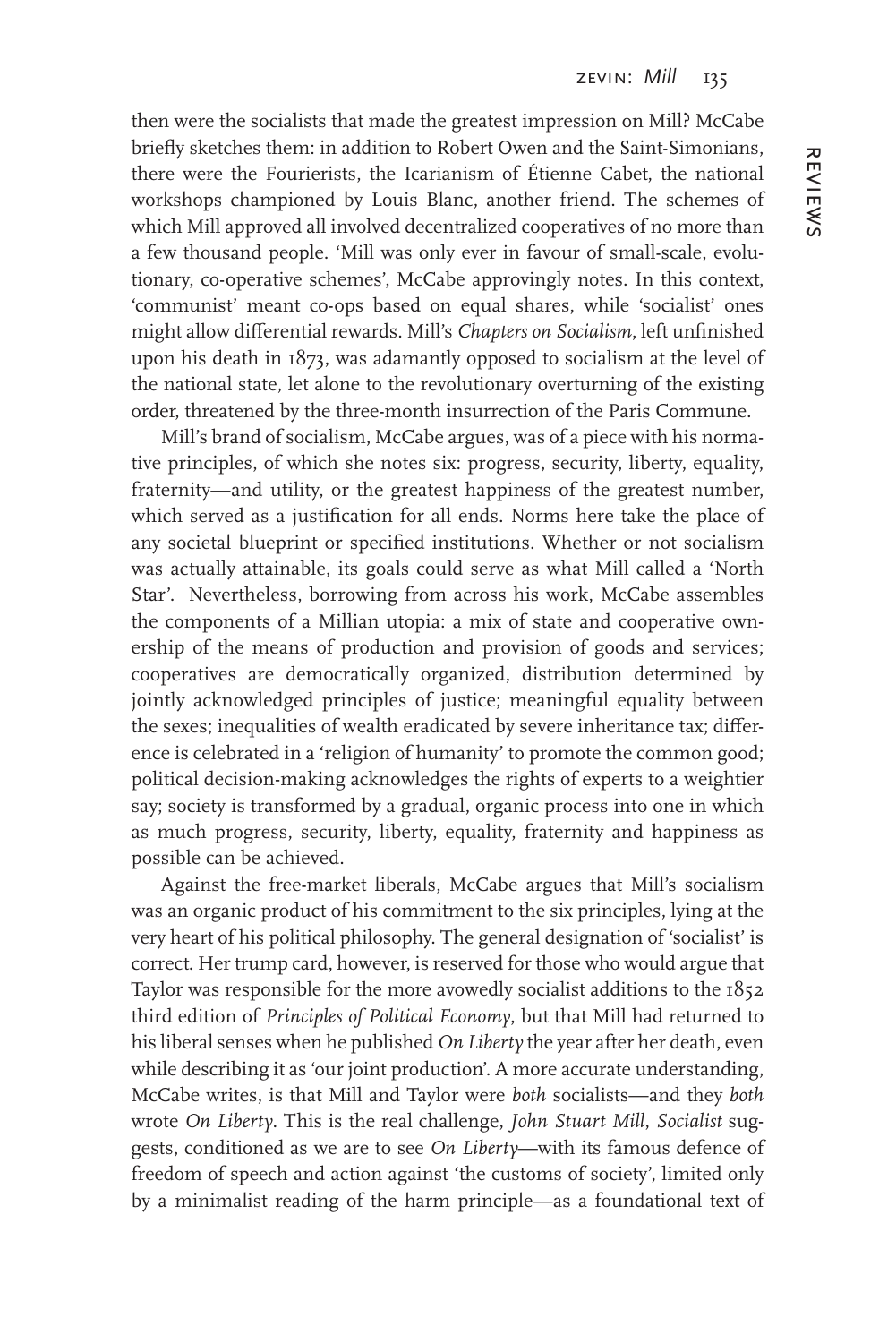then were the socialists that made the greatest impression on Mill? McCabe briefly sketches them: in addition to Robert Owen and the Saint-Simonians, there were the Fourierists, the Icarianism of Étienne Cabet, the national workshops championed by Louis Blanc, another friend. The schemes of which Mill approved all involved decentralized cooperatives of no more than a few thousand people. 'Mill was only ever in favour of small-scale, evolutionary, co-operative schemes', McCabe approvingly notes. In this context, 'communist' meant co-ops based on equal shares, while 'socialist' ones might allow differential rewards. Mill's *Chapters on Socialism*, left unfinished upon his death in 1873, was adamantly opposed to socialism at the level of the national state, let alone to the revolutionary overturning of the existing order, threatened by the three-month insurrection of the Paris Commune.

Mill's brand of socialism, McCabe argues, was of a piece with his normative principles, of which she notes six: progress, security, liberty, equality, fraternity—and utility, or the greatest happiness of the greatest number, which served as a justification for all ends. Norms here take the place of any societal blueprint or specified institutions. Whether or not socialism was actually attainable, its goals could serve as what Mill called a 'North Star'. Nevertheless, borrowing from across his work, McCabe assembles the components of a Millian utopia: a mix of state and cooperative ownership of the means of production and provision of goods and services; cooperatives are democratically organized, distribution determined by jointly acknowledged principles of justice; meaningful equality between the sexes; inequalities of wealth eradicated by severe inheritance tax; difference is celebrated in a 'religion of humanity' to promote the common good; political decision-making acknowledges the rights of experts to a weightier say; society is transformed by a gradual, organic process into one in which as much progress, security, liberty, equality, fraternity and happiness as possible can be achieved.

Against the free-market liberals, McCabe argues that Mill's socialism was an organic product of his commitment to the six principles, lying at the very heart of his political philosophy. The general designation of 'socialist' is correct. Her trump card, however, is reserved for those who would argue that Taylor was responsible for the more avowedly socialist additions to the 1852 third edition of *Principles of Political Economy*, but that Mill had returned to his liberal senses when he published *On Liberty* the year after her death, even while describing it as 'our joint production'. A more accurate understanding, McCabe writes, is that Mill and Taylor were *both* socialists—and they *both* wrote *On Liberty*. This is the real challenge, *John Stuart Mill, Socialist* suggests, conditioned as we are to see *On Liberty*—with its famous defence of freedom of speech and action against 'the customs of society', limited only by a minimalist reading of the harm principle—as a foundational text of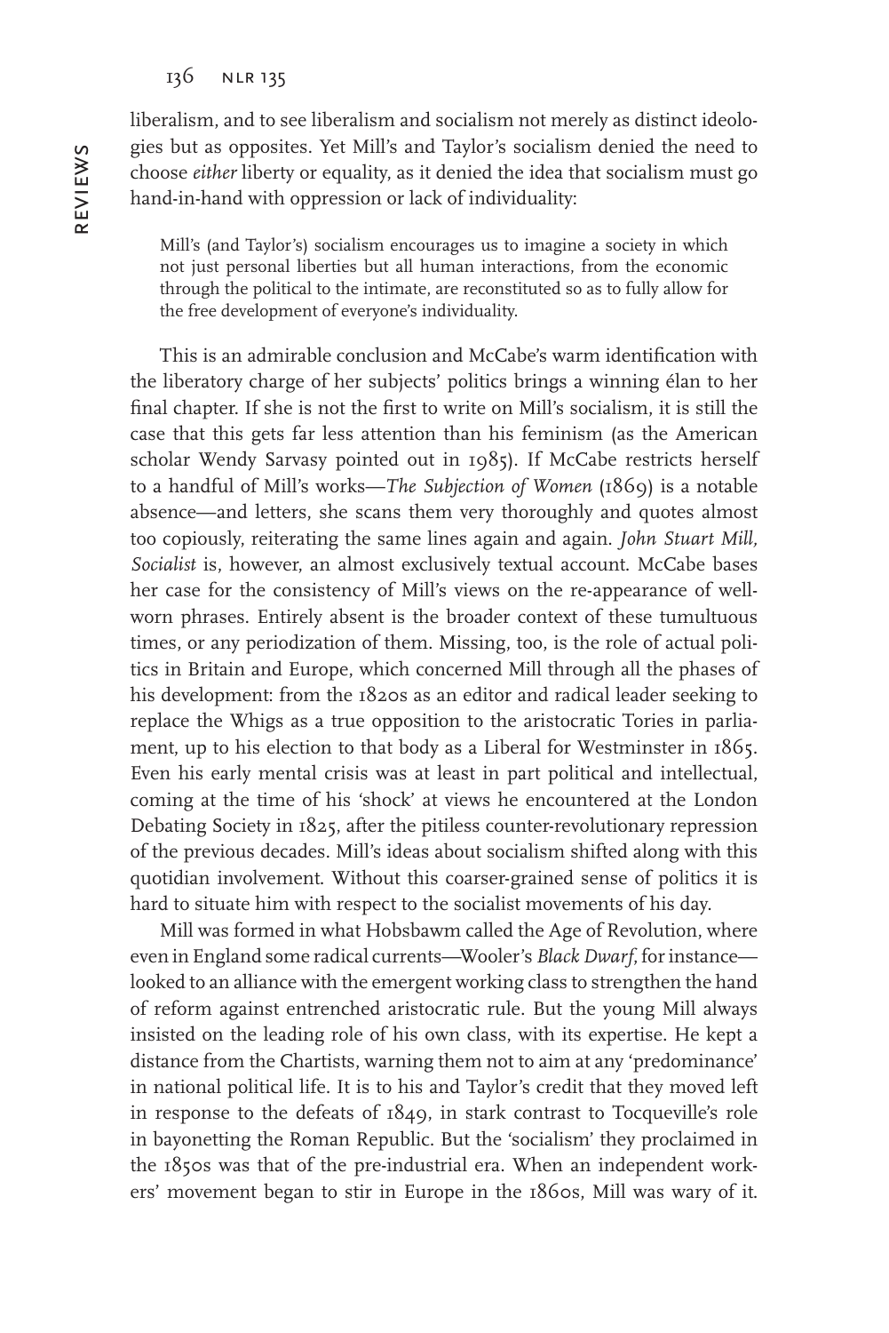liberalism, and to see liberalism and socialism not merely as distinct ideologies but as opposites. Yet Mill's and Taylor's socialism denied the need to choose *either* liberty or equality, as it denied the idea that socialism must go hand-in-hand with oppression or lack of individuality:

> Mill's (and Taylor's) socialism encourages us to imagine a society in which not just personal liberties but all human interactions, from the economic through the political to the intimate, are reconstituted so as to fully allow for the free development of everyone's individuality.

This is an admirable conclusion and McCabe's warm identification with the liberatory charge of her subjects' politics brings a winning élan to her final chapter. If she is not the first to write on Mill's socialism, it is still the case that this gets far less attention than his feminism (as the American scholar Wendy Sarvasy pointed out in 1985). If McCabe restricts herself to a handful of Mill's works—*The Subjection of Women* (1869) is a notable absence—and letters, she scans them very thoroughly and quotes almost too copiously, reiterating the same lines again and again. *John Stuart Mill, Socialist* is, however, an almost exclusively textual account. McCabe bases her case for the consistency of Mill's views on the re-appearance of well-worn phrases. Entirely absent is the broader context of these tumultuous times, or any periodization of them. Missing, too, is the role of actual politics in Britain and Europe, which concerned Mill through all the phases of his development: from the 1820s as an editor and radical leader seeking to replace the Whigs as a true opposition to the aristocratic Tories in parliament, up to his election to that body as a Liberal for Westminster in 1865. Even his early mental crisis was at least in part political and intellectual, coming at the time of his 'shock' at views he encountered at the London Debating Society in 1825, after the pitiless counter-revolutionary repression of the previous decades. Mill's ideas about socialism shifted along with this quotidian involvement. Without this coarser-grained sense of politics it is hard to situate him with respect to the socialist movements of his day.

Mill was formed in what Hobsbawm called the Age of Revolution, where even in England some radical currents—Wooler's *Black Dwarf*, for instance—looked to an alliance with the emergent working class to strengthen the hand of reform against entrenched aristocratic rule. But the young Mill always insisted on the leading role of his own class, with its expertise. He kept a distance from the Chartists, warning them not to aim at any 'predominance' in national political life. It is to his and Taylor's credit that they moved left in response to the defeats of 1849, in stark contrast to Tocqueville's role in bayonetting the Roman Republic. But the 'socialism' they proclaimed in the 1850s was that of the pre-industrial era. When an independent workers' movement began to stir in Europe in the 1860s, Mill was wary of it.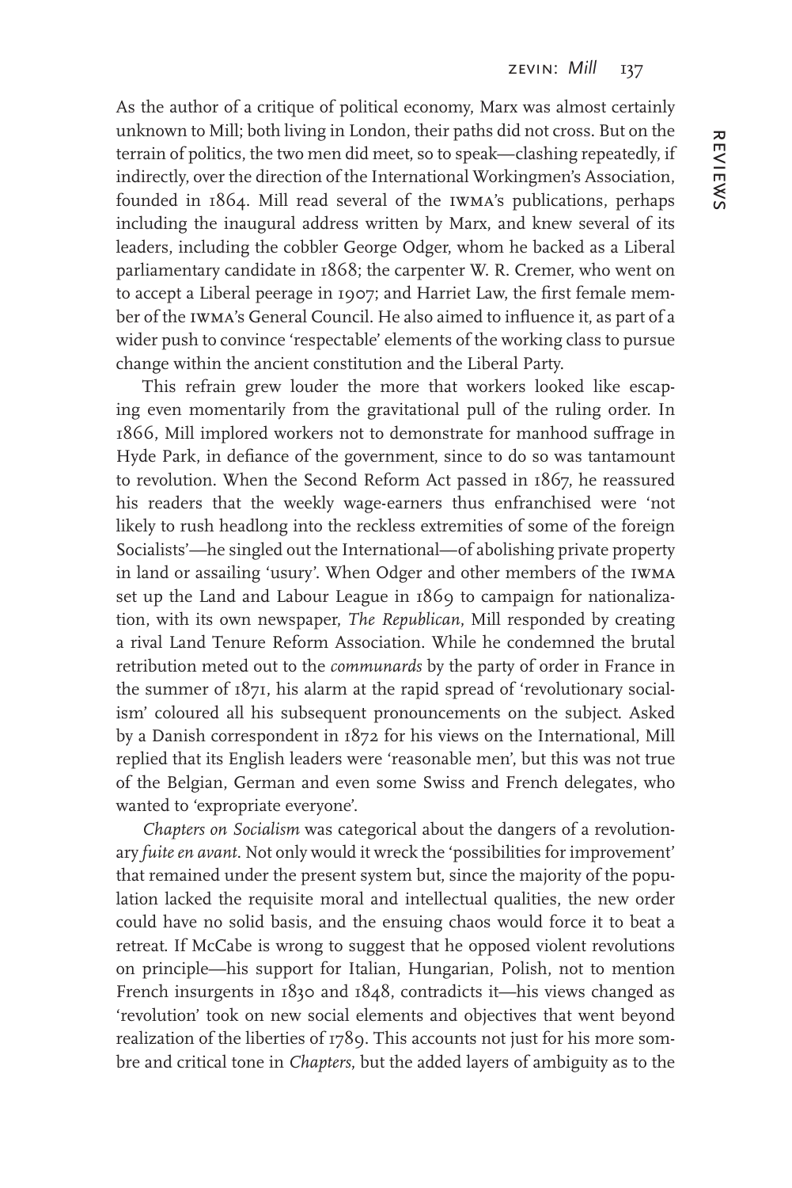As the author of a critique of political economy, Marx was almost certainly unknown to Mill; both living in London, their paths did not cross. But on the terrain of politics, the two men did meet, so to speak—clashing repeatedly, if indirectly, over the direction of the International Workingmen's Association, founded in 1864. Mill read several of the IWMA's publications, perhaps including the inaugural address written by Marx, and knew several of its leaders, including the cobbler George Odger, whom he backed as a Liberal parliamentary candidate in 1868; the carpenter W. R. Cremer, who went on to accept a Liberal peerage in 1907; and Harriet Law, the first female member of the IWMA's General Council. He also aimed to influence it, as part of a wider push to convince 'respectable' elements of the working class to pursue change within the ancient constitution and the Liberal Party.

This refrain grew louder the more that workers looked like escaping even momentarily from the gravitational pull of the ruling order. In 1866, Mill implored workers not to demonstrate for manhood suffrage in Hyde Park, in defiance of the government, since to do so was tantamount to revolution. When the Second Reform Act passed in 1867, he reassured his readers that the weekly wage-earners thus enfranchised were 'not likely to rush headlong into the reckless extremities of some of the foreign Socialists'—he singled out the International—of abolishing private property in land or assailing 'usury'. When Odger and other members of the IWMA set up the Land and Labour League in 1869 to campaign for nationalization, with its own newspaper, *The Republican*, Mill responded by creating a rival Land Tenure Reform Association. While he condemned the brutal retribution meted out to the *communards* by the party of order in France in the summer of 1871, his alarm at the rapid spread of 'revolutionary socialism' coloured all his subsequent pronouncements on the subject. Asked by a Danish correspondent in 1872 for his views on the International, Mill replied that its English leaders were 'reasonable men', but this was not true of the Belgian, German and even some Swiss and French delegates, who wanted to 'expropriate everyone'.

*Chapters on Socialism* was categorical about the dangers of a revolutionary *fuite en avant*. Not only would it wreck the 'possibilities for improvement' that remained under the present system but, since the majority of the population lacked the requisite moral and intellectual qualities, the new order could have no solid basis, and the ensuing chaos would force it to beat a retreat. If McCabe is wrong to suggest that he opposed violent revolutions on principle—his support for Italian, Hungarian, Polish, not to mention French insurgents in 1830 and 1848, contradicts it—his views changed as 'revolution' took on new social elements and objectives that went beyond realization of the liberties of 1789. This accounts not just for his more sombre and critical tone in *Chapters*, but the added layers of ambiguity as to the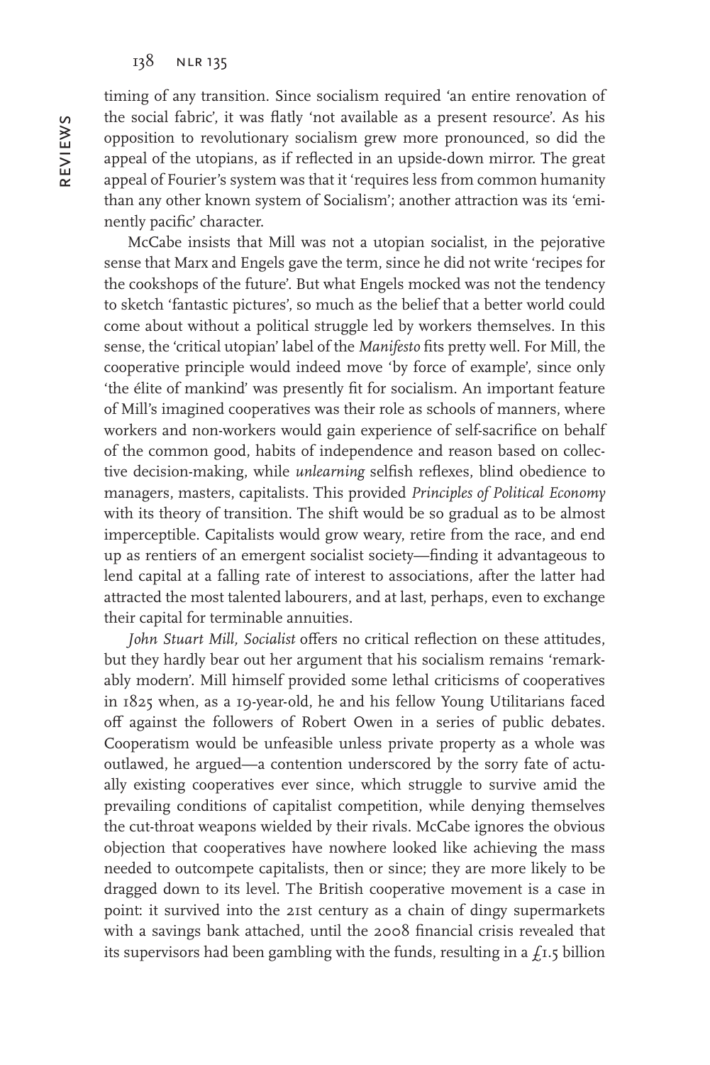timing of any transition. Since socialism required 'an entire renovation of the social fabric', it was flatly 'not available as a present resource'. As his opposition to revolutionary socialism grew more pronounced, so did the appeal of the utopians, as if reflected in an upside-down mirror. The great appeal of Fourier's system was that it 'requires less from common humanity than any other known system of Socialism'; another attraction was its 'eminently pacific' character.

McCabe insists that Mill was not a utopian socialist, in the pejorative sense that Marx and Engels gave the term, since he did not write 'recipes for the cookshops of the future'. But what Engels mocked was not the tendency to sketch 'fantastic pictures', so much as the belief that a better world could come about without a political struggle led by workers themselves. In this sense, the 'critical utopian' label of the *Manifesto* fits pretty well. For Mill, the cooperative principle would indeed move 'by force of example', since only 'the élite of mankind' was presently fit for socialism. An important feature of Mill's imagined cooperatives was their role as schools of manners, where workers and non-workers would gain experience of self-sacrifice on behalf of the common good, habits of independence and reason based on collective decision-making, while *unlearning* selfish reflexes, blind obedience to managers, masters, capitalists. This provided *Principles of Political Economy* with its theory of transition. The shift would be so gradual as to be almost imperceptible. Capitalists would grow weary, retire from the race, and end up as rentiers of an emergent socialist society—finding it advantageous to lend capital at a falling rate of interest to associations, after the latter had attracted the most talented labourers, and at last, perhaps, even to exchange their capital for terminable annuities.

*John Stuart Mill, Socialist* offers no critical reflection on these attitudes, but they hardly bear out her argument that his socialism remains 'remarkably modern'. Mill himself provided some lethal criticisms of cooperatives in 1825 when, as a 19-year-old, he and his fellow Young Utilitarians faced off against the followers of Robert Owen in a series of public debates. Cooperatism would be unfeasible unless private property as a whole was outlawed, he argued—a contention underscored by the sorry fate of actually existing cooperatives ever since, which struggle to survive amid the prevailing conditions of capitalist competition, while denying themselves the cut-throat weapons wielded by their rivals. McCabe ignores the obvious objection that cooperatives have nowhere looked like achieving the mass needed to outcompete capitalists, then or since; they are more likely to be dragged down to its level. The British cooperative movement is a case in point: it survived into the 21st century as a chain of dingy supermarkets with a savings bank attached, until the 2008 financial crisis revealed that its supervisors had been gambling with the funds, resulting in a £1.5 billion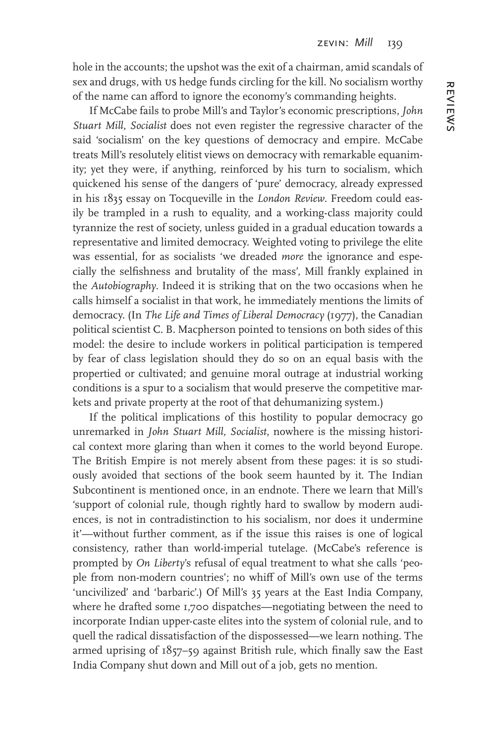hole in the accounts; the upshot was the exit of a chairman, amid scandals of sex and drugs, with US hedge funds circling for the kill. No socialism worthy of the name can afford to ignore the economy's commanding heights.

If McCabe fails to probe Mill's and Taylor's economic prescriptions, *John Stuart Mill, Socialist* does not even register the regressive character of the said 'socialism' on the key questions of democracy and empire. McCabe treats Mill's resolutely elitist views on democracy with remarkable equanimity; yet they were, if anything, reinforced by his turn to socialism, which quickened his sense of the dangers of 'pure' democracy, already expressed in his 1835 essay on Tocqueville in the *London Review*. Freedom could easily be trampled in a rush to equality, and a working-class majority could tyrannize the rest of society, unless guided in a gradual education towards a representative and limited democracy. Weighted voting to privilege the elite was essential, for as socialists 'we dreaded *more* the ignorance and especially the selfishness and brutality of the mass', Mill frankly explained in the *Autobiography*. Indeed it is striking that on the two occasions when he calls himself a socialist in that work, he immediately mentions the limits of democracy. (In *The Life and Times of Liberal Democracy* (1977), the Canadian political scientist C. B. Macpherson pointed to tensions on both sides of this model: the desire to include workers in political participation is tempered by fear of class legislation should they do so on an equal basis with the propertied or cultivated; and genuine moral outrage at industrial working conditions is a spur to a socialism that would preserve the competitive markets and private property at the root of that dehumanizing system.)

If the political implications of this hostility to popular democracy go unremarked in *John Stuart Mill, Socialist*, nowhere is the missing historical context more glaring than when it comes to the world beyond Europe. The British Empire is not merely absent from these pages: it is so studiously avoided that sections of the book seem haunted by it. The Indian Subcontinent is mentioned once, in an endnote. There we learn that Mill's 'support of colonial rule, though rightly hard to swallow by modern audiences, is not in contradistinction to his socialism, nor does it undermine it'—without further comment, as if the issue this raises is one of logical consistency, rather than world-imperial tutelage. (McCabe's reference is prompted by *On Liberty*'s refusal of equal treatment to what she calls 'people from non-modern countries'; no whiff of Mill's own use of the terms 'uncivilized' and 'barbaric'.) Of Mill's 35 years at the East India Company, where he drafted some 1,700 dispatches—negotiating between the need to incorporate Indian upper-caste elites into the system of colonial rule, and to quell the radical dissatisfaction of the dispossessed—we learn nothing. The armed uprising of 1857–59 against British rule, which finally saw the East India Company shut down and Mill out of a job, gets no mention.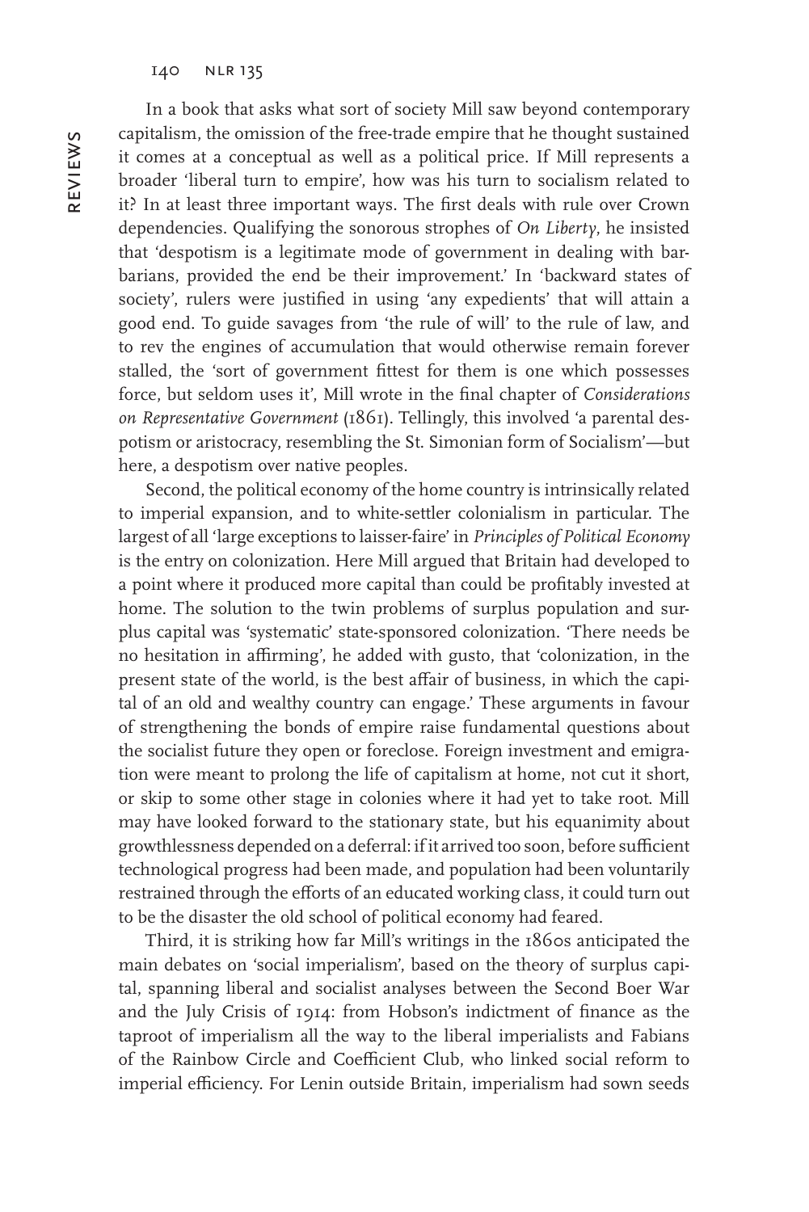In a book that asks what sort of society Mill saw beyond contemporary capitalism, the omission of the free-trade empire that he thought sustained it comes at a conceptual as well as a political price. If Mill represents a broader 'liberal turn to empire', how was his turn to socialism related to it? In at least three important ways. The first deals with rule over Crown dependencies. Qualifying the sonorous strophes of *On Liberty*, he insisted that 'despotism is a legitimate mode of government in dealing with barbarians, provided the end be their improvement.' In 'backward states of society', rulers were justified in using 'any expedients' that will attain a good end. To guide savages from 'the rule of will' to the rule of law, and to rev the engines of accumulation that would otherwise remain forever stalled, the 'sort of government fittest for them is one which possesses force, but seldom uses it', Mill wrote in the final chapter of *Considerations on Representative Government* (1861). Tellingly, this involved 'a parental despotism or aristocracy, resembling the St. Simonian form of Socialism'—but here, a despotism over native peoples.

Second, the political economy of the home country is intrinsically related to imperial expansion, and to white-settler colonialism in particular. The largest of all 'large exceptions to laisser-faire' in *Principles of Political Economy* is the entry on colonization. Here Mill argued that Britain had developed to a point where it produced more capital than could be profitably invested at home. The solution to the twin problems of surplus population and surplus capital was 'systematic' state-sponsored colonization. 'There needs be no hesitation in affirming', he added with gusto, that 'colonization, in the present state of the world, is the best affair of business, in which the capital of an old and wealthy country can engage.' These arguments in favour of strengthening the bonds of empire raise fundamental questions about the socialist future they open or foreclose. Foreign investment and emigration were meant to prolong the life of capitalism at home, not cut it short, or skip to some other stage in colonies where it had yet to take root. Mill may have looked forward to the stationary state, but his equanimity about growthlessness depended on a deferral: if it arrived too soon, before sufficient technological progress had been made, and population had been voluntarily restrained through the efforts of an educated working class, it could turn out to be the disaster the old school of political economy had feared.

Third, it is striking how far Mill's writings in the 1860s anticipated the main debates on 'social imperialism', based on the theory of surplus capital, spanning liberal and socialist analyses between the Second Boer War and the July Crisis of 1914: from Hobson's indictment of finance as the taproot of imperialism all the way to the liberal imperialists and Fabians of the Rainbow Circle and Coefficient Club, who linked social reform to imperial efficiency. For Lenin outside Britain, imperialism had sown seeds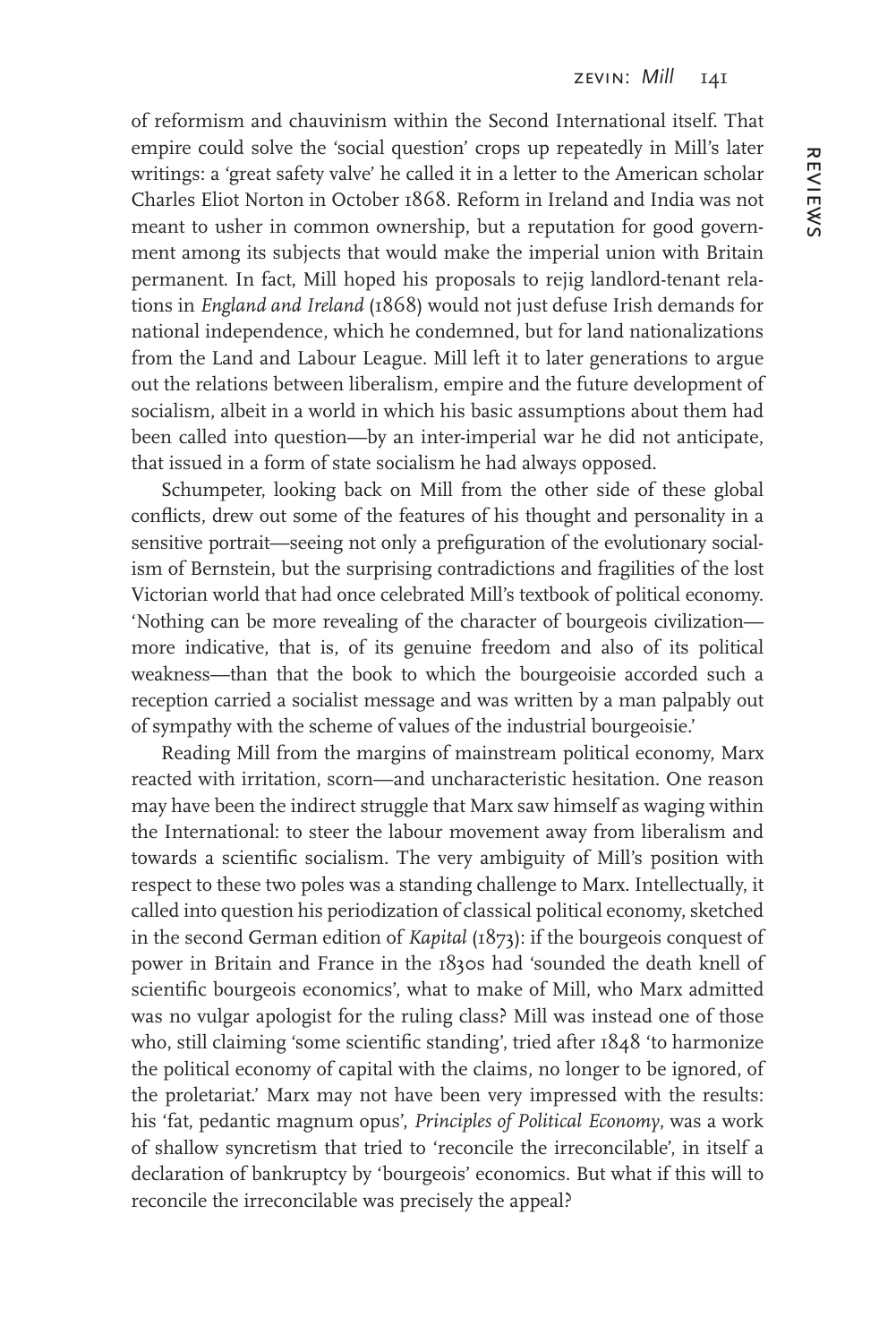of reformism and chauvinism within the Second International itself. That empire could solve the 'social question' crops up repeatedly in Mill's later writings: a 'great safety valve' he called it in a letter to the American scholar Charles Eliot Norton in October 1868. Reform in Ireland and India was not meant to usher in common ownership, but a reputation for good government among its subjects that would make the imperial union with Britain permanent. In fact, Mill hoped his proposals to rejig landlord-tenant relations in *England and Ireland* (1868) would not just defuse Irish demands for national independence, which he condemned, but for land nationalizations from the Land and Labour League. Mill left it to later generations to argue out the relations between liberalism, empire and the future development of socialism, albeit in a world in which his basic assumptions about them had been called into question—by an inter-imperial war he did not anticipate, that issued in a form of state socialism he had always opposed.

Schumpeter, looking back on Mill from the other side of these global conflicts, drew out some of the features of his thought and personality in a sensitive portrait—seeing not only a prefiguration of the evolutionary socialism of Bernstein, but the surprising contradictions and fragilities of the lost Victorian world that had once celebrated Mill's textbook of political economy. 'Nothing can be more revealing of the character of bourgeois civilization—more indicative, that is, of its genuine freedom and also of its political weakness—than that the book to which the bourgeoisie accorded such a reception carried a socialist message and was written by a man palpably out of sympathy with the scheme of values of the industrial bourgeoisie.'

Reading Mill from the margins of mainstream political economy, Marx reacted with irritation, scorn—and uncharacteristic hesitation. One reason may have been the indirect struggle that Marx saw himself as waging within the International: to steer the labour movement away from liberalism and towards a scientific socialism. The very ambiguity of Mill's position with respect to these two poles was a standing challenge to Marx. Intellectually, it called into question his periodization of classical political economy, sketched in the second German edition of *Kapital* (1873): if the bourgeois conquest of power in Britain and France in the 1830s had 'sounded the death knell of scientific bourgeois economics', what to make of Mill, who Marx admitted was no vulgar apologist for the ruling class? Mill was instead one of those who, still claiming 'some scientific standing', tried after 1848 'to harmonize the political economy of capital with the claims, no longer to be ignored, of the proletariat.' Marx may not have been very impressed with the results: his 'fat, pedantic magnum opus', *Principles of Political Economy*, was a work of shallow syncretism that tried to 'reconcile the irreconcilable', in itself a declaration of bankruptcy by 'bourgeois' economics. But what if this will to reconcile the irreconcilable was precisely the appeal?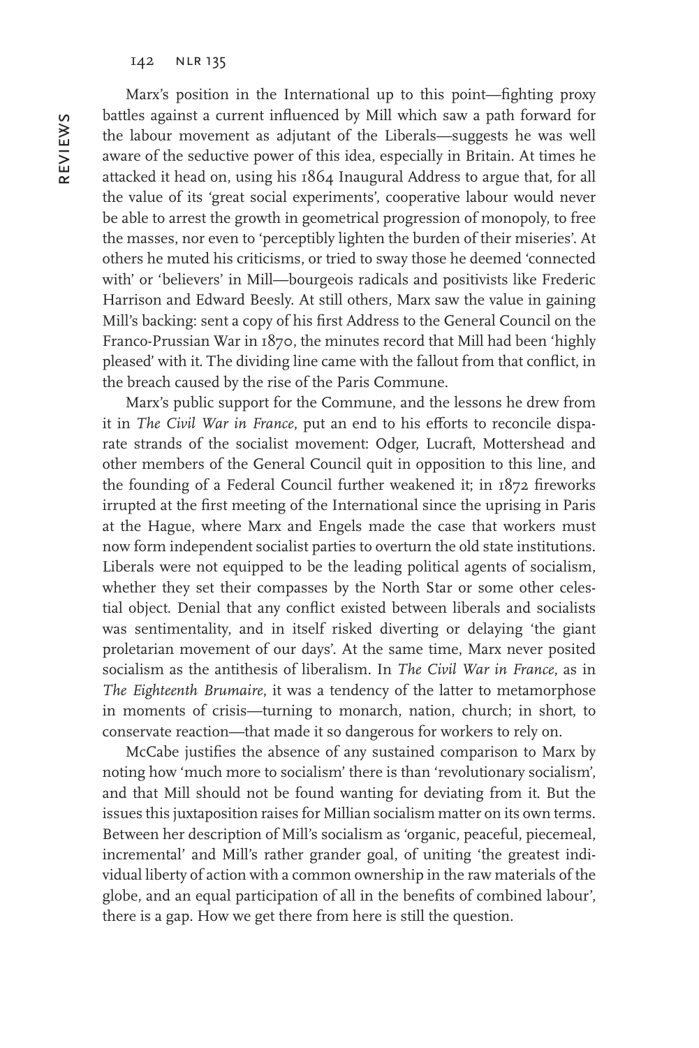Marx's position in the International up to this point—fighting proxy battles against a current influenced by Mill which saw a path forward for the labour movement as adjutant of the Liberals—suggests he was well aware of the seductive power of this idea, especially in Britain. At times he attacked it head on, using his 1864 Inaugural Address to argue that, for all the value of its 'great social experiments', cooperative labour would never be able to arrest the growth in geometrical progression of monopoly, to free the masses, nor even to 'perceptibly lighten the burden of their miseries'. At others he muted his criticisms, or tried to sway those he deemed 'connected with' or 'believers' in Mill—bourgeois radicals and positivists like Frederic Harrison and Edward Beesly. At still others, Marx saw the value in gaining Mill's backing: sent a copy of his first Address to the General Council on the Franco-Prussian War in 1870, the minutes record that Mill had been 'highly pleased' with it. The dividing line came with the fallout from that conflict, in the breach caused by the rise of the Paris Commune.

Marx's public support for the Commune, and the lessons he drew from it in *The Civil War in France*, put an end to his efforts to reconcile disparate strands of the socialist movement: Odger, Lucraft, Mottershead and other members of the General Council quit in opposition to this line, and the founding of a Federal Council further weakened it; in 1872 fireworks irrupted at the first meeting of the International since the uprising in Paris at the Hague, where Marx and Engels made the case that workers must now form independent socialist parties to overturn the old state institutions. Liberals were not equipped to be the leading political agents of socialism, whether they set their compasses by the North Star or some other celestial object. Denial that any conflict existed between liberals and socialists was sentimentality, and in itself risked diverting or delaying 'the giant proletarian movement of our days'. At the same time, Marx never posited socialism as the antithesis of liberalism. In *The Civil War in France*, as in *The Eighteenth Brumaire*, it was a tendency of the latter to metamorphose in moments of crisis—turning to monarch, nation, church; in short, to conservate reaction—that made it so dangerous for workers to rely on.

McCabe justifies the absence of any sustained comparison to Marx by noting how 'much more to socialism' there is than 'revolutionary socialism', and that Mill should not be found wanting for deviating from it. But the issues this juxtaposition raises for Millian socialism matter on its own terms. Between her description of Mill's socialism as 'organic, peaceful, piecemeal, incremental' and Mill's rather grander goal, of uniting 'the greatest individual liberty of action with a common ownership in the raw materials of the globe, and an equal participation of all in the benefits of combined labour', there is a gap. How we get there from here is still the question.